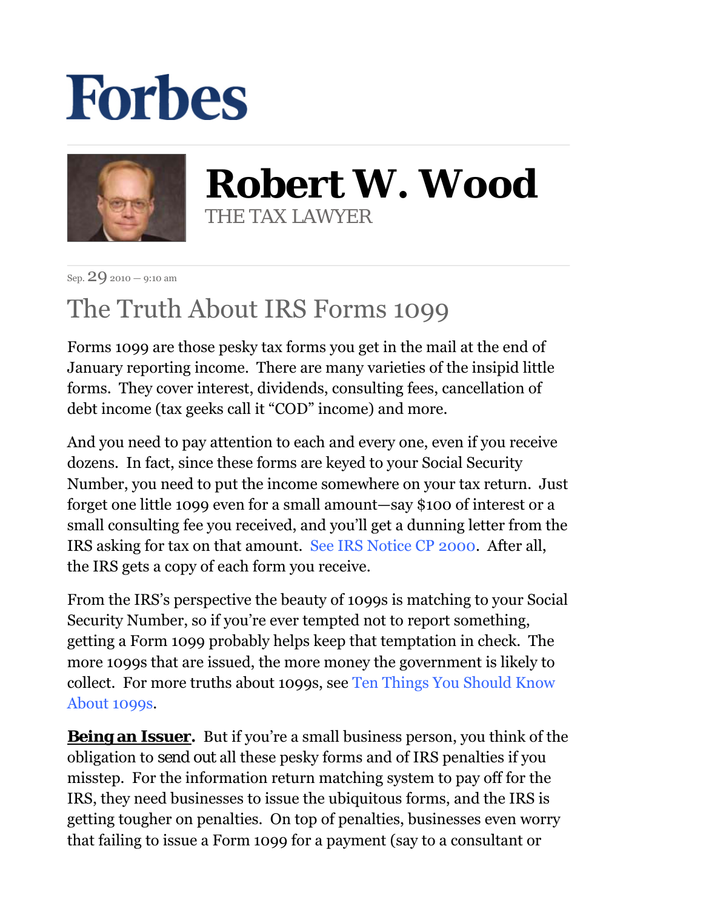# Forbes

## Robert W. Wood

THE TAX LAWYER

Sep. 29 2010 — 9:10 am

# The Truth About IRS Forms 1099

Forms 1099 are those pesky tax forms you get in the mail at the end of January reporting income. There are many varieties of the insipid little forms. They cover interest, dividends, consulting fees, cancellation of debt income (tax geeks call it "COD" income) and more.

And you need to pay attention to each and every one, even if you receive dozens. In fact, since these forms are keyed to your Social Security Number, you need to put the income somewhere on your tax return. Just forget one little 1099 even for a small amount—say $100 of interest or a small consulting fee you received, and you'll get a dunning letter from the IRS asking for tax on that amount. See IRS Notice CP 2000. After all, the IRS gets a copy of each form you receive.

From the IRS's perspective the beauty of 1099s is matching to your Social Security Number, so if you're ever tempted not to report something, getting a Form 1099 probably helps keep that temptation in check. The more 1099s that are issued, the more money the government is likely to collect. For more truths about 1099s, see Ten Things You Should Know About 1099s.

**Being an Issuer.** But if you're a small business person, you think of the obligation to send out all these pesky forms and of IRS penalties if you misstep. For the information return matching system to pay off for the IRS, they need businesses to issue the ubiquitous forms, and the IRS is getting tougher on penalties. On top of penalties, businesses even worry that failing to issue a Form 1099 for a payment (say to a consultant or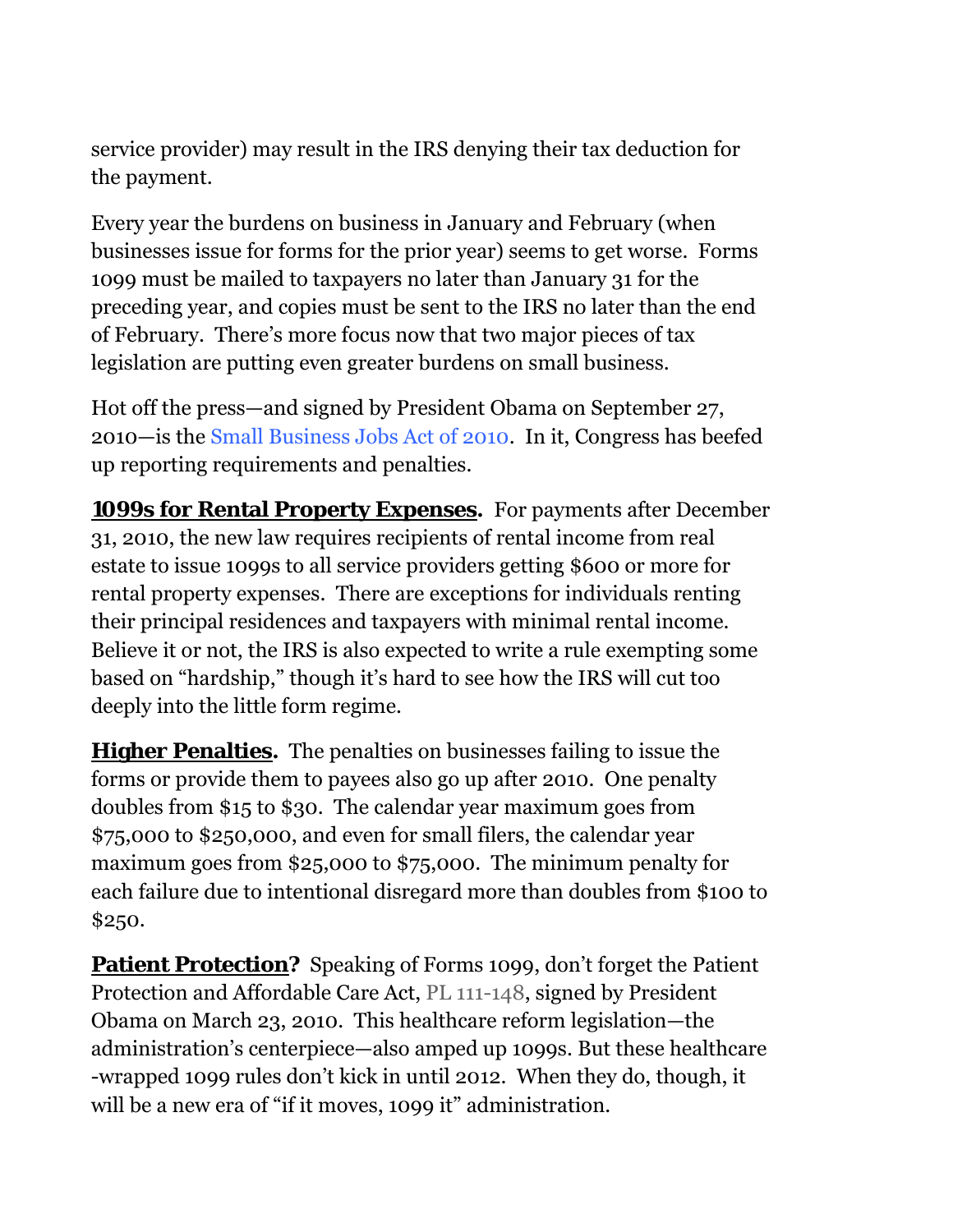service provider) may result in the IRS denying their tax deduction for the payment.

Every year the burdens on business in January and February (when businesses issue for forms for the prior year) seems to get worse. Forms 1099 must be mailed to taxpayers no later than January 31 for the preceding year, and copies must be sent to the IRS no later than the end of February. There's more focus now that two major pieces of tax legislation are putting even greater burdens on small business.

Hot off the press—and signed by President Obama on September 27, 2010—is the Small Business Jobs Act of 2010. In it, Congress has beefed up reporting requirements and penalties.

**1099s for Rental Property Expenses.** For payments after December 31, 2010, the new law requires recipients of rental income from real estate to issue 1099s to all service providers getting $600 or more for rental property expenses. There are exceptions for individuals renting their principal residences and taxpayers with minimal rental income. Believe it or not, the IRS is also expected to write a rule exempting some based on "hardship," though it's hard to see how the IRS will cut too deeply into the little form regime.

**Higher Penalties.** The penalties on businesses failing to issue the forms or provide them to payees also go up after 2010. One penalty doubles from $15 to $30. The calendar year maximum goes from $75,000 to $250,000, and even for small filers, the calendar year maximum goes from $25,000 to $75,000. The minimum penalty for each failure due to intentional disregard more than doubles from $100 to $250.

**Patient Protection?** Speaking of Forms 1099, don't forget the Patient Protection and Affordable Care Act, PL 111-148, signed by President Obama on March 23, 2010. This healthcare reform legislation—the administration's centerpiece—also amped up 1099s. But these healthcare -wrapped 1099 rules don't kick in until 2012. When they do, though, it will be a new era of "if it moves, 1099 it" administration.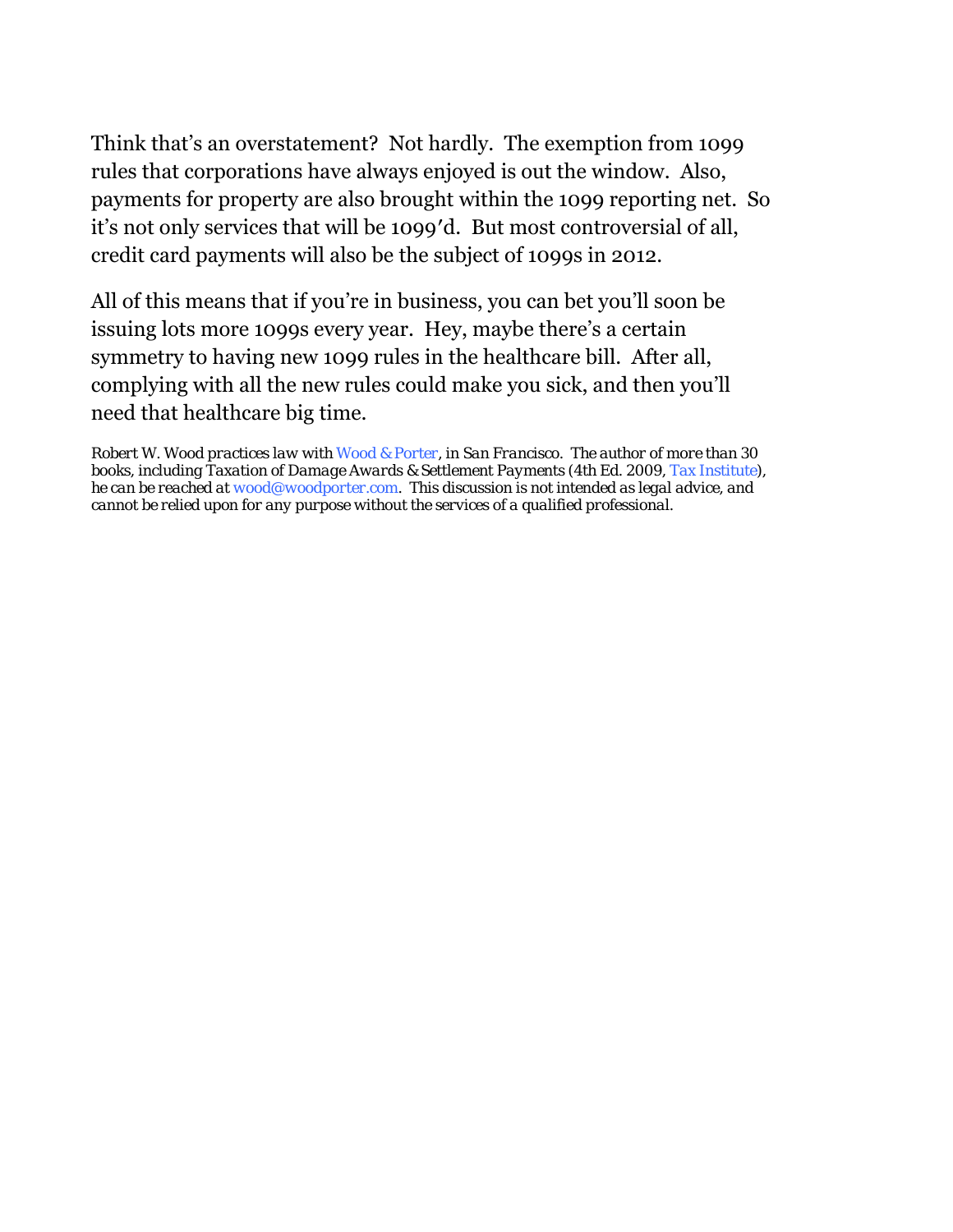Think that's an overstatement? Not hardly. The exemption from 1099 rules that corporations have always enjoyed is out the window. Also, payments for property are also brought within the 1099 reporting net. So it's not only services that will be 1099'd. But most controversial of all, credit card payments will also be the subject of 1099s in 2012.

All of this means that if you're in business, you can bet you'll soon be issuing lots more 1099s every year. Hey, maybe there's a certain symmetry to having new 1099 rules in the healthcare bill. After all, complying with all the new rules could make you sick, and then you'll need that healthcare big time.

*Robert W. Wood practices law with Wood & Porter, in San Francisco. The author of more than 30 books, including Taxation of Damage Awards & Settlement Payments (4th Ed. 2009, Tax Institute), he can be reached at wood@woodporter.com. This discussion is not intended as legal advice, and cannot be relied upon for any purpose without the services of a qualified professional.*